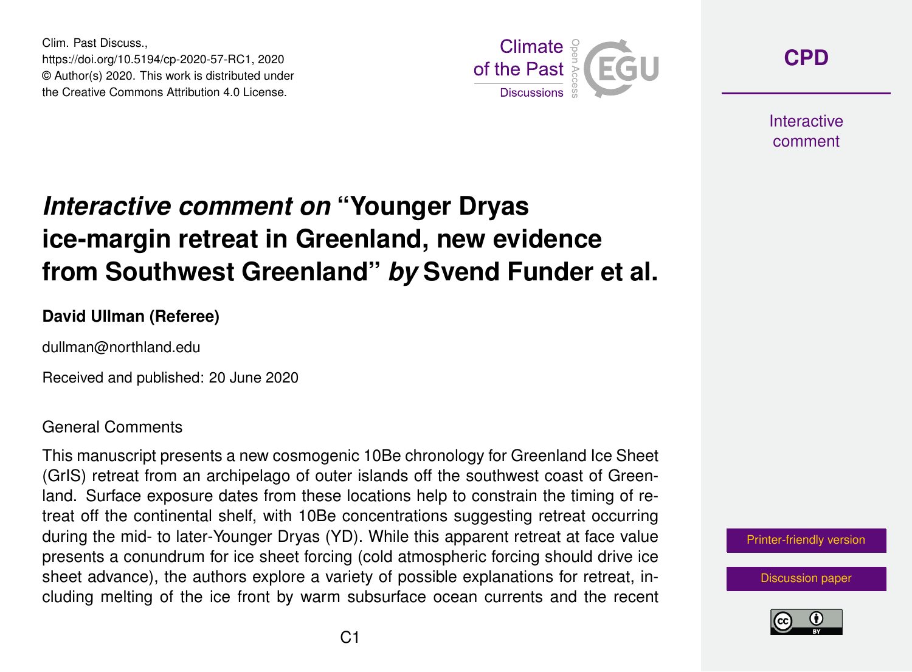# *Interactive comment on* "Younger Dryas ice-margin retreat in Greenland, new evidence from Southwest Greenland" *by* Svend Funder et al.

**David Ullman (Referee)**

dullman@northland.edu

Received and published: 20 June 2020

## General Comments

This manuscript presents a new cosmogenic 10Be chronology for Greenland Ice Sheet (GrIS) retreat from an archipelago of outer islands off the southwest coast of Greenland. Surface exposure dates from these locations help to constrain the timing of retreat off the continental shelf, with 10Be concentrations suggesting retreat occurring during the mid- to later-Younger Dryas (YD). While this apparent retreat at face value presents a conundrum for ice sheet forcing (cold atmospheric forcing should drive ice sheet advance), the authors explore a variety of possible explanations for retreat, including melting of the ice front by warm subsurface ocean currents and the recent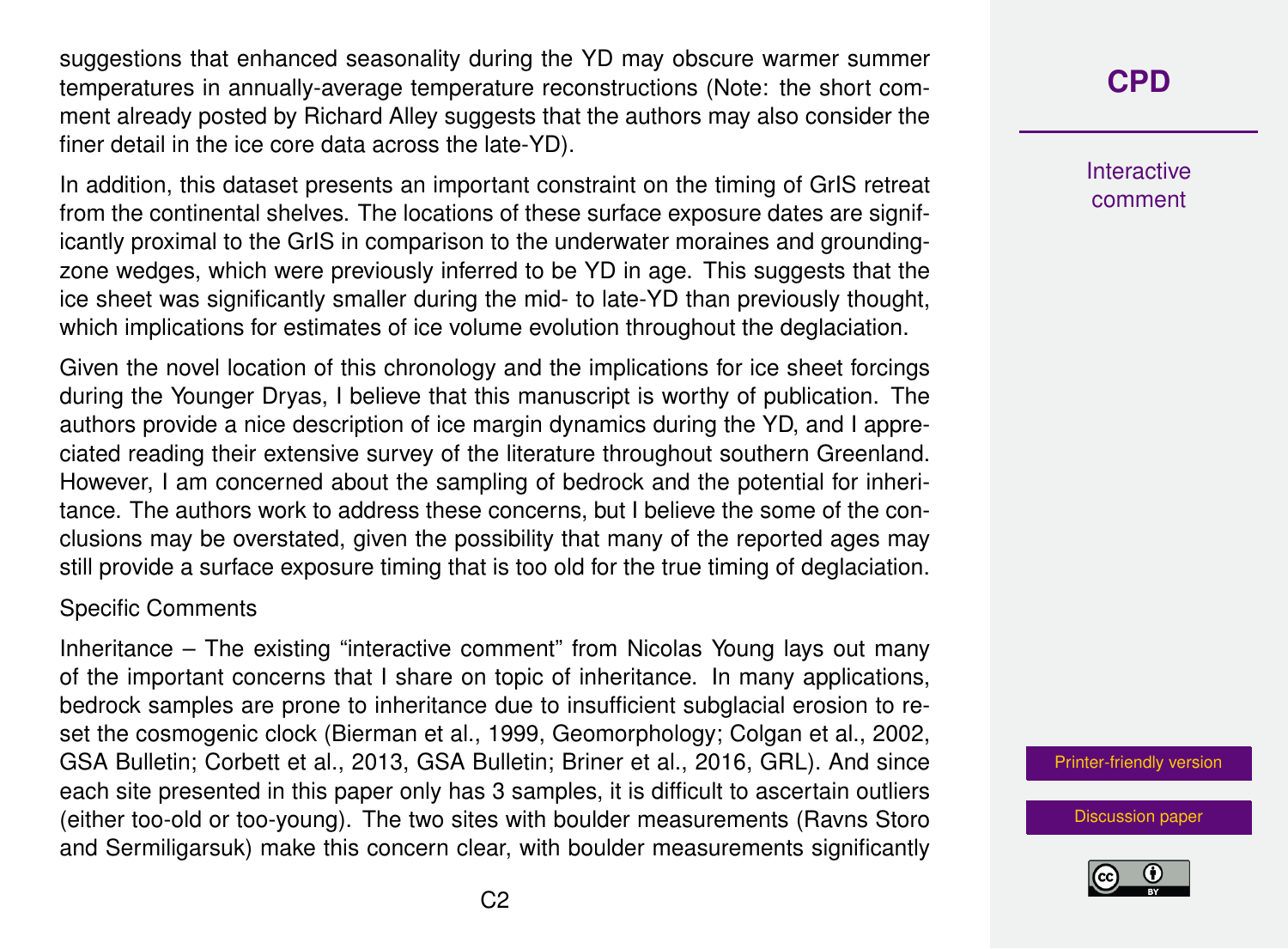suggestions that enhanced seasonality during the YD may obscure warmer summer temperatures in annually-average temperature reconstructions (Note: the short comment already posted by Richard Alley suggests that the authors may also consider the finer detail in the ice core data across the late-YD).

In addition, this dataset presents an important constraint on the timing of GrIS retreat from the continental shelves. The locations of these surface exposure dates are significantly proximal to the GrIS in comparison to the underwater moraines and grounding-zone wedges, which were previously inferred to be YD in age. This suggests that the ice sheet was significantly smaller during the mid- to late-YD than previously thought, which implications for estimates of ice volume evolution throughout the deglaciation.

Given the novel location of this chronology and the implications for ice sheet forcings during the Younger Dryas, I believe that this manuscript is worthy of publication. The authors provide a nice description of ice margin dynamics during the YD, and I appreciated reading their extensive survey of the literature throughout southern Greenland. However, I am concerned about the sampling of bedrock and the potential for inheritance. The authors work to address these concerns, but I believe the some of the conclusions may be overstated, given the possibility that many of the reported ages may still provide a surface exposure timing that is too old for the true timing of deglaciation.

Specific Comments

Inheritance – The existing "interactive comment" from Nicolas Young lays out many of the important concerns that I share on topic of inheritance. In many applications, bedrock samples are prone to inheritance due to insufficient subglacial erosion to reset the cosmogenic clock (Bierman et al., 1999, Geomorphology; Colgan et al., 2002, GSA Bulletin; Corbett et al., 2013, GSA Bulletin; Briner et al., 2016, GRL). And since each site presented in this paper only has 3 samples, it is difficult to ascertain outliers (either too-old or too-young). The two sites with boulder measurements (Ravns Storo and Sermiligarsuk) make this concern clear, with boulder measurements significantly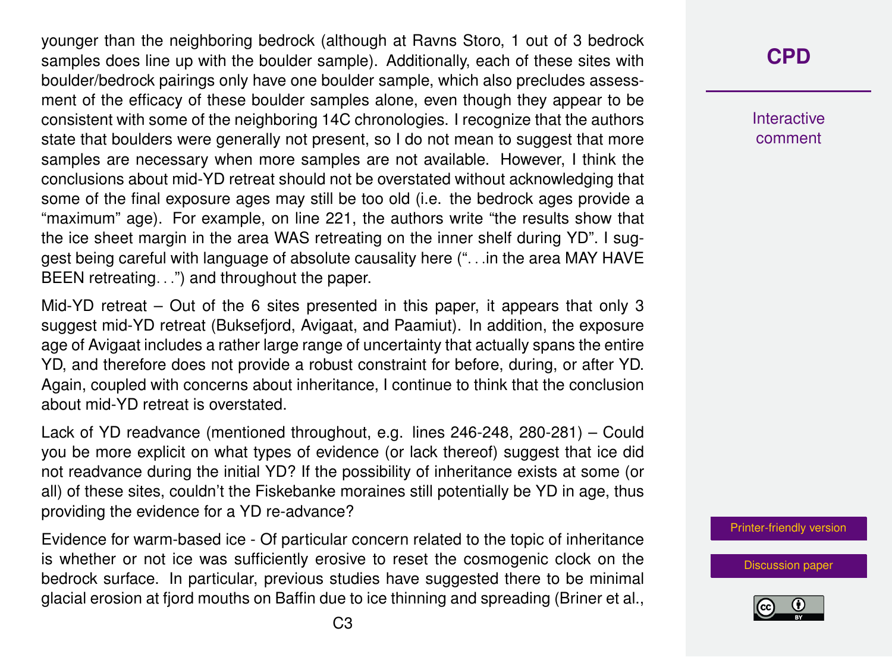younger than the neighboring bedrock (although at Ravns Storo, 1 out of 3 bedrock samples does line up with the boulder sample). Additionally, each of these sites with boulder/bedrock pairings only have one boulder sample, which also precludes assessment of the efficacy of these boulder samples alone, even though they appear to be consistent with some of the neighboring 14C chronologies. I recognize that the authors state that boulders were generally not present, so I do not mean to suggest that more samples are necessary when more samples are not available. However, I think the conclusions about mid-YD retreat should not be overstated without acknowledging that some of the final exposure ages may still be too old (i.e. the bedrock ages provide a "maximum" age). For example, on line 221, the authors write "the results show that the ice sheet margin in the area WAS retreating on the inner shelf during YD". I suggest being careful with language of absolute causality here (". . .in the area MAY HAVE BEEN retreating. . .") and throughout the paper.

Mid-YD retreat – Out of the 6 sites presented in this paper, it appears that only 3 suggest mid-YD retreat (Buksefjord, Avigaat, and Paamiut). In addition, the exposure age of Avigaat includes a rather large range of uncertainty that actually spans the entire YD, and therefore does not provide a robust constraint for before, during, or after YD. Again, coupled with concerns about inheritance, I continue to think that the conclusion about mid-YD retreat is overstated.

Lack of YD readvance (mentioned throughout, e.g. lines 246-248, 280-281) – Could you be more explicit on what types of evidence (or lack thereof) suggest that ice did not readvance during the initial YD? If the possibility of inheritance exists at some (or all) of these sites, couldn't the Fiskebanke moraines still potentially be YD in age, thus providing the evidence for a YD re-advance?

Evidence for warm-based ice - Of particular concern related to the topic of inheritance is whether or not ice was sufficiently erosive to reset the cosmogenic clock on the bedrock surface. In particular, previous studies have suggested there to be minimal glacial erosion at fjord mouths on Baffin due to ice thinning and spreading (Briner et al.,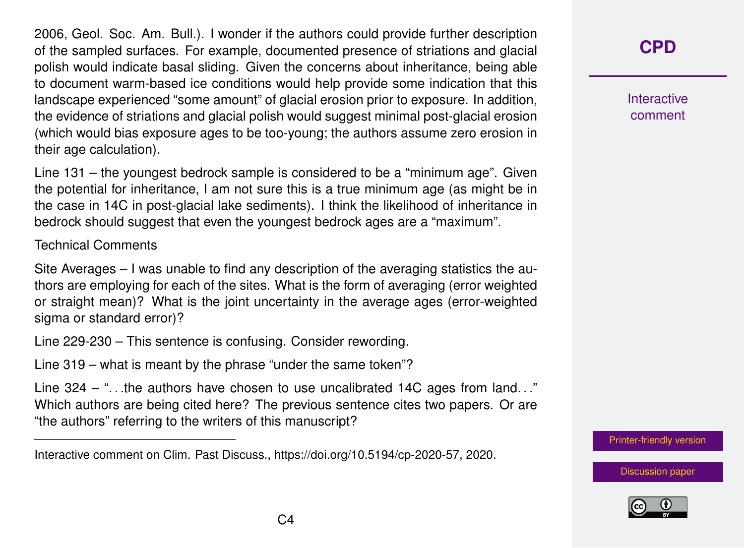2006, Geol. Soc. Am. Bull.). I wonder if the authors could provide further description of the sampled surfaces. For example, documented presence of striations and glacial polish would indicate basal sliding. Given the concerns about inheritance, being able to document warm-based ice conditions would help provide some indication that this landscape experienced "some amount" of glacial erosion prior to exposure. In addition, the evidence of striations and glacial polish would suggest minimal post-glacial erosion (which would bias exposure ages to be too-young; the authors assume zero erosion in their age calculation).

Line 131 – the youngest bedrock sample is considered to be a "minimum age". Given the potential for inheritance, I am not sure this is a true minimum age (as might be in the case in 14C in post-glacial lake sediments). I think the likelihood of inheritance in bedrock should suggest that even the youngest bedrock ages are a "maximum".

Technical Comments

Site Averages – I was unable to find any description of the averaging statistics the authors are employing for each of the sites. What is the form of averaging (error weighted or straight mean)? What is the joint uncertainty in the average ages (error-weighted sigma or standard error)?

Line 229-230 – This sentence is confusing. Consider rewording.

Line 319 – what is meant by the phrase "under the same token"?

Line 324 – "…the authors have chosen to use uncalibrated 14C ages from land…" Which authors are being cited here? The previous sentence cites two papers. Or are "the authors" referring to the writers of this manuscript?

---

Interactive comment on Clim. Past Discuss., https://doi.org/10.5194/cp-2020-57, 2020.